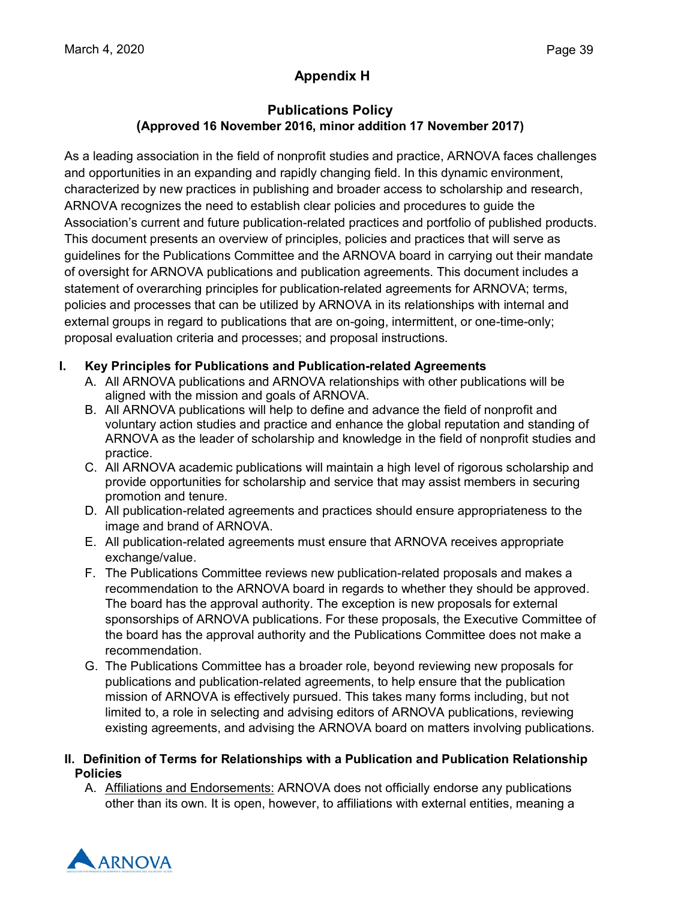# Appendix H

## Publications Policy
### (Approved 16 November 2016, minor addition 17 November 2017)

As a leading association in the field of nonprofit studies and practice, ARNOVA faces challenges and opportunities in an expanding and rapidly changing field. In this dynamic environment, characterized by new practices in publishing and broader access to scholarship and research, ARNOVA recognizes the need to establish clear policies and procedures to guide the Association's current and future publication-related practices and portfolio of published products. This document presents an overview of principles, policies and practices that will serve as guidelines for the Publications Committee and the ARNOVA board in carrying out their mandate of oversight for ARNOVA publications and publication agreements. This document includes a statement of overarching principles for publication-related agreements for ARNOVA; terms, policies and processes that can be utilized by ARNOVA in its relationships with internal and external groups in regard to publications that are on-going, intermittent, or one-time-only; proposal evaluation criteria and processes; and proposal instructions.

### I. Key Principles for Publications and Publication-related Agreements

A. All ARNOVA publications and ARNOVA relationships with other publications will be aligned with the mission and goals of ARNOVA.

B. All ARNOVA publications will help to define and advance the field of nonprofit and voluntary action studies and practice and enhance the global reputation and standing of ARNOVA as the leader of scholarship and knowledge in the field of nonprofit studies and practice.

C. All ARNOVA academic publications will maintain a high level of rigorous scholarship and provide opportunities for scholarship and service that may assist members in securing promotion and tenure.

D. All publication-related agreements and practices should ensure appropriateness to the image and brand of ARNOVA.

E. All publication-related agreements must ensure that ARNOVA receives appropriate exchange/value.

F. The Publications Committee reviews new publication-related proposals and makes a recommendation to the ARNOVA board in regards to whether they should be approved. The board has the approval authority. The exception is new proposals for external sponsorships of ARNOVA publications. For these proposals, the Executive Committee of the board has the approval authority and the Publications Committee does not make a recommendation.

G. The Publications Committee has a broader role, beyond reviewing new proposals for publications and publication-related agreements, to help ensure that the publication mission of ARNOVA is effectively pursued. This takes many forms including, but not limited to, a role in selecting and advising editors of ARNOVA publications, reviewing existing agreements, and advising the ARNOVA board on matters involving publications.

### II. Definition of Terms for Relationships with a Publication and Publication Relationship Policies

A. <u>Affiliations and Endorsements:</u> ARNOVA does not officially endorse any publications other than its own. It is open, however, to affiliations with external entities, meaning a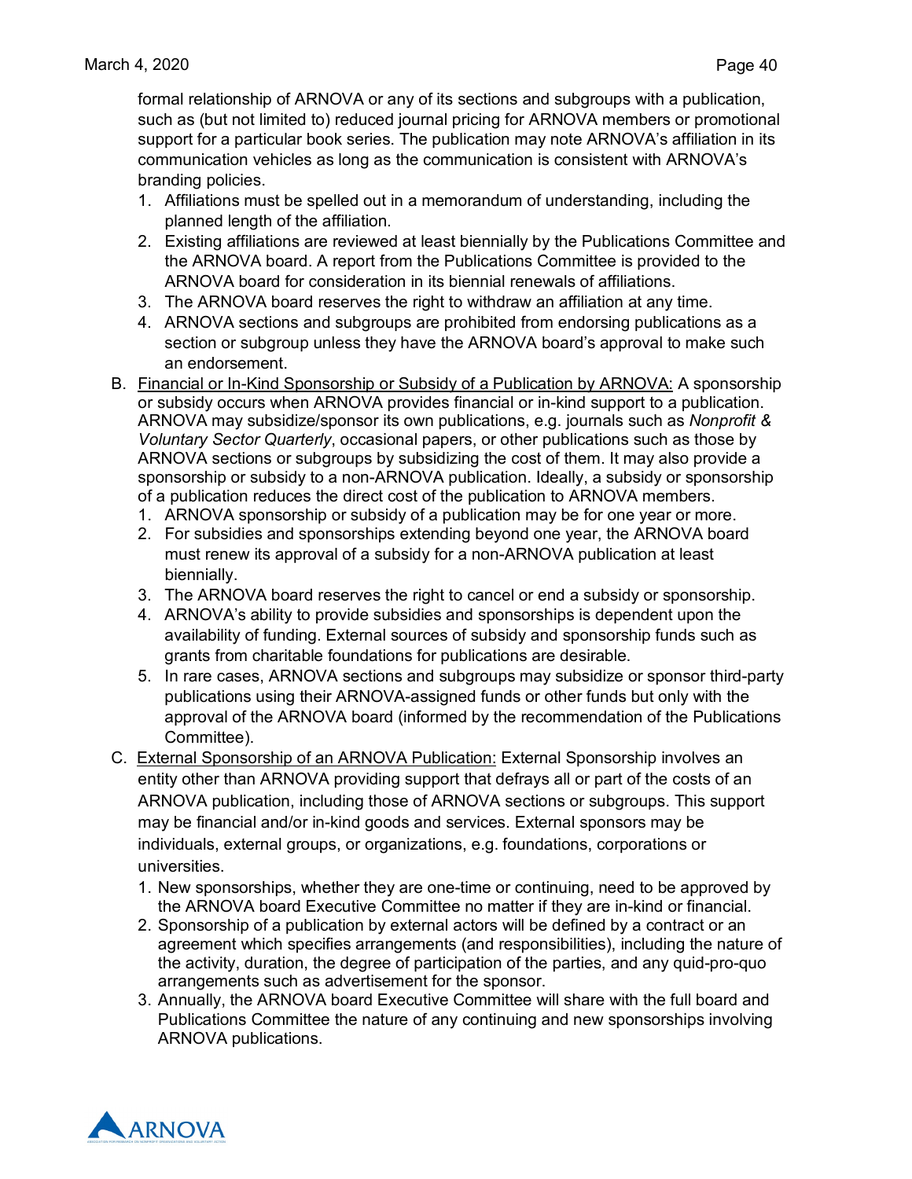formal relationship of ARNOVA or any of its sections and subgroups with a publication, such as (but not limited to) reduced journal pricing for ARNOVA members or promotional support for a particular book series. The publication may note ARNOVA's affiliation in its communication vehicles as long as the communication is consistent with ARNOVA's branding policies.

1. Affiliations must be spelled out in a memorandum of understanding, including the planned length of the affiliation.
2. Existing affiliations are reviewed at least biennially by the Publications Committee and the ARNOVA board. A report from the Publications Committee is provided to the ARNOVA board for consideration in its biennial renewals of affiliations.
3. The ARNOVA board reserves the right to withdraw an affiliation at any time.
4. ARNOVA sections and subgroups are prohibited from endorsing publications as a section or subgroup unless they have the ARNOVA board's approval to make such an endorsement.

B. Financial or In-Kind Sponsorship or Subsidy of a Publication by ARNOVA: A sponsorship or subsidy occurs when ARNOVA provides financial or in-kind support to a publication. ARNOVA may subsidize/sponsor its own publications, e.g. journals such as *Nonprofit & Voluntary Sector Quarterly*, occasional papers, or other publications such as those by ARNOVA sections or subgroups by subsidizing the cost of them. It may also provide a sponsorship or subsidy to a non-ARNOVA publication. Ideally, a subsidy or sponsorship of a publication reduces the direct cost of the publication to ARNOVA members.

1. ARNOVA sponsorship or subsidy of a publication may be for one year or more.
2. For subsidies and sponsorships extending beyond one year, the ARNOVA board must renew its approval of a subsidy for a non-ARNOVA publication at least biennially.
3. The ARNOVA board reserves the right to cancel or end a subsidy or sponsorship.
4. ARNOVA's ability to provide subsidies and sponsorships is dependent upon the availability of funding. External sources of subsidy and sponsorship funds such as grants from charitable foundations for publications are desirable.
5. In rare cases, ARNOVA sections and subgroups may subsidize or sponsor third-party publications using their ARNOVA-assigned funds or other funds but only with the approval of the ARNOVA board (informed by the recommendation of the Publications Committee).

C. External Sponsorship of an ARNOVA Publication: External Sponsorship involves an entity other than ARNOVA providing support that defrays all or part of the costs of an ARNOVA publication, including those of ARNOVA sections or subgroups. This support may be financial and/or in-kind goods and services. External sponsors may be individuals, external groups, or organizations, e.g. foundations, corporations or universities.

1. New sponsorships, whether they are one-time or continuing, need to be approved by the ARNOVA board Executive Committee no matter if they are in-kind or financial.
2. Sponsorship of a publication by external actors will be defined by a contract or an agreement which specifies arrangements (and responsibilities), including the nature of the activity, duration, the degree of participation of the parties, and any quid-pro-quo arrangements such as advertisement for the sponsor.
3. Annually, the ARNOVA board Executive Committee will share with the full board and Publications Committee the nature of any continuing and new sponsorships involving ARNOVA publications.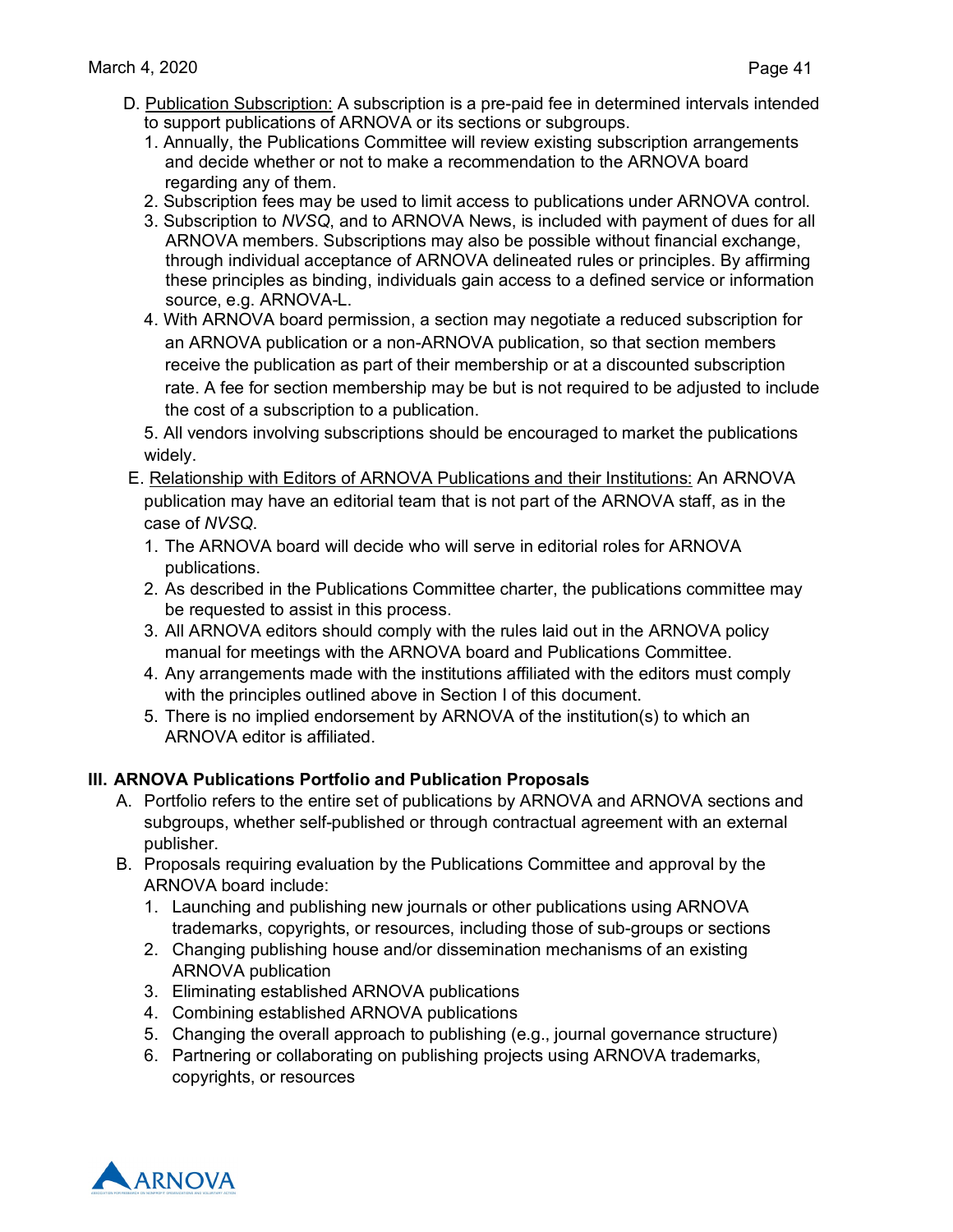D. <u>Publication Subscription:</u> A subscription is a pre-paid fee in determined intervals intended to support publications of ARNOVA or its sections or subgroups.

1. Annually, the Publications Committee will review existing subscription arrangements and decide whether or not to make a recommendation to the ARNOVA board regarding any of them.
2. Subscription fees may be used to limit access to publications under ARNOVA control.
3. Subscription to *NVSQ*, and to ARNOVA News, is included with payment of dues for all ARNOVA members. Subscriptions may also be possible without financial exchange, through individual acceptance of ARNOVA delineated rules or principles. By affirming these principles as binding, individuals gain access to a defined service or information source, e.g. ARNOVA-L.
4. With ARNOVA board permission, a section may negotiate a reduced subscription for an ARNOVA publication or a non-ARNOVA publication, so that section members receive the publication as part of their membership or at a discounted subscription rate. A fee for section membership may be but is not required to be adjusted to include the cost of a subscription to a publication.
5. All vendors involving subscriptions should be encouraged to market the publications widely.

E. <u>Relationship with Editors of ARNOVA Publications and their Institutions:</u> An ARNOVA publication may have an editorial team that is not part of the ARNOVA staff, as in the case of *NVSQ.*

1. The ARNOVA board will decide who will serve in editorial roles for ARNOVA publications.
2. As described in the Publications Committee charter, the publications committee may be requested to assist in this process.
3. All ARNOVA editors should comply with the rules laid out in the ARNOVA policy manual for meetings with the ARNOVA board and Publications Committee.
4. Any arrangements made with the institutions affiliated with the editors must comply with the principles outlined above in Section I of this document.
5. There is no implied endorsement by ARNOVA of the institution(s) to which an ARNOVA editor is affiliated.

## III. ARNOVA Publications Portfolio and Publication Proposals

A. Portfolio refers to the entire set of publications by ARNOVA and ARNOVA sections and subgroups, whether self-published or through contractual agreement with an external publisher.

B. Proposals requiring evaluation by the Publications Committee and approval by the ARNOVA board include:

1. Launching and publishing new journals or other publications using ARNOVA trademarks, copyrights, or resources, including those of sub-groups or sections
2. Changing publishing house and/or dissemination mechanisms of an existing ARNOVA publication
3. Eliminating established ARNOVA publications
4. Combining established ARNOVA publications
5. Changing the overall approach to publishing (e.g., journal governance structure)
6. Partnering or collaborating on publishing projects using ARNOVA trademarks, copyrights, or resources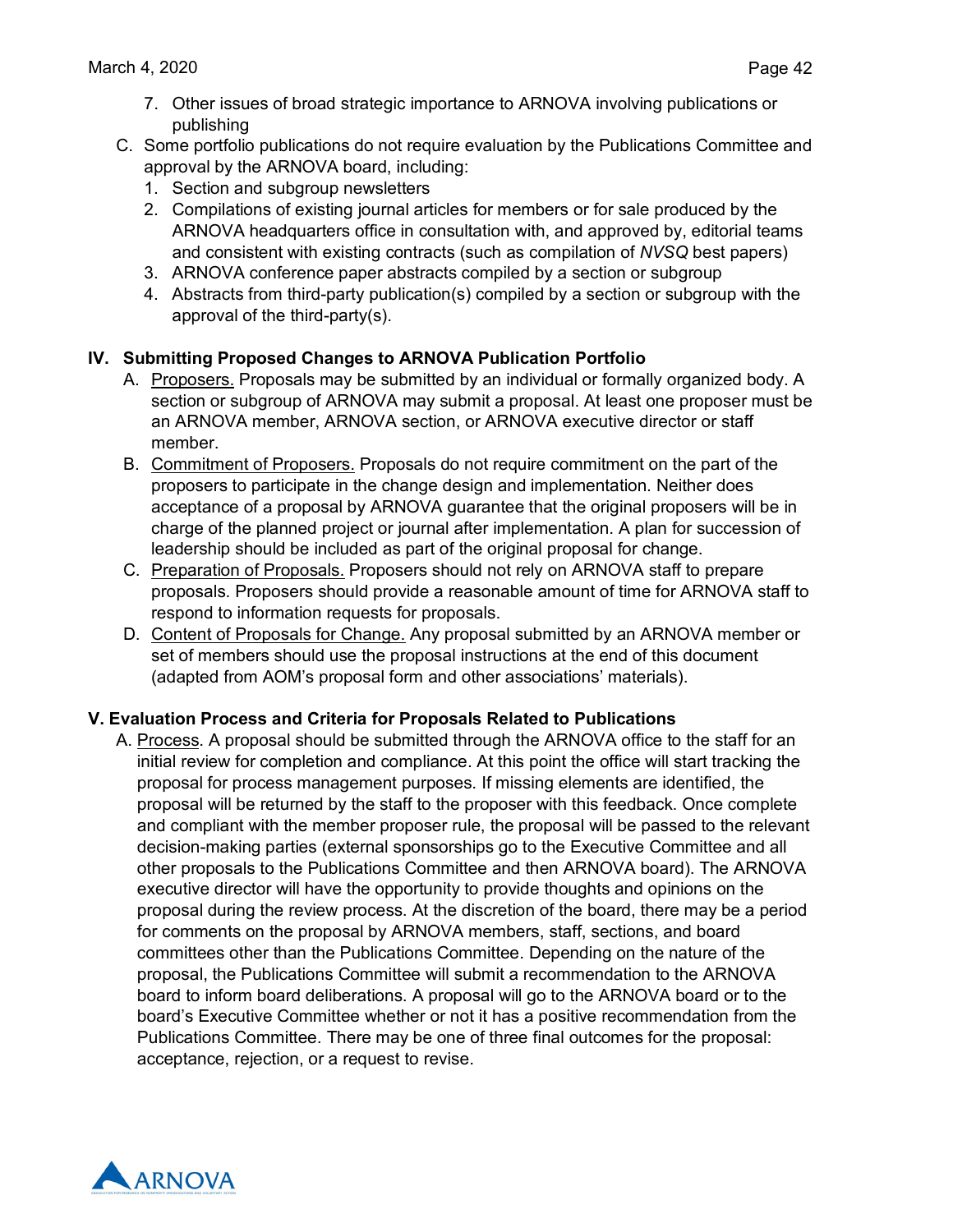7. Other issues of broad strategic importance to ARNOVA involving publications or publishing

C. Some portfolio publications do not require evaluation by the Publications Committee and approval by the ARNOVA board, including:
   1. Section and subgroup newsletters
   2. Compilations of existing journal articles for members or for sale produced by the ARNOVA headquarters office in consultation with, and approved by, editorial teams and consistent with existing contracts (such as compilation of *NVSQ* best papers)
   3. ARNOVA conference paper abstracts compiled by a section or subgroup
   4. Abstracts from third-party publication(s) compiled by a section or subgroup with the approval of the third-party(s).

## IV. Submitting Proposed Changes to ARNOVA Publication Portfolio

A. Proposers. Proposals may be submitted by an individual or formally organized body. A section or subgroup of ARNOVA may submit a proposal. At least one proposer must be an ARNOVA member, ARNOVA section, or ARNOVA executive director or staff member.

B. Commitment of Proposers. Proposals do not require commitment on the part of the proposers to participate in the change design and implementation. Neither does acceptance of a proposal by ARNOVA guarantee that the original proposers will be in charge of the planned project or journal after implementation. A plan for succession of leadership should be included as part of the original proposal for change.

C. Preparation of Proposals. Proposers should not rely on ARNOVA staff to prepare proposals. Proposers should provide a reasonable amount of time for ARNOVA staff to respond to information requests for proposals.

D. Content of Proposals for Change. Any proposal submitted by an ARNOVA member or set of members should use the proposal instructions at the end of this document (adapted from AOM's proposal form and other associations' materials).

## V. Evaluation Process and Criteria for Proposals Related to Publications

A. Process. A proposal should be submitted through the ARNOVA office to the staff for an initial review for completion and compliance. At this point the office will start tracking the proposal for process management purposes. If missing elements are identified, the proposal will be returned by the staff to the proposer with this feedback. Once complete and compliant with the member proposer rule, the proposal will be passed to the relevant decision-making parties (external sponsorships go to the Executive Committee and all other proposals to the Publications Committee and then ARNOVA board). The ARNOVA executive director will have the opportunity to provide thoughts and opinions on the proposal during the review process. At the discretion of the board, there may be a period for comments on the proposal by ARNOVA members, staff, sections, and board committees other than the Publications Committee. Depending on the nature of the proposal, the Publications Committee will submit a recommendation to the ARNOVA board to inform board deliberations. A proposal will go to the ARNOVA board or to the board's Executive Committee whether or not it has a positive recommendation from the Publications Committee. There may be one of three final outcomes for the proposal: acceptance, rejection, or a request to revise.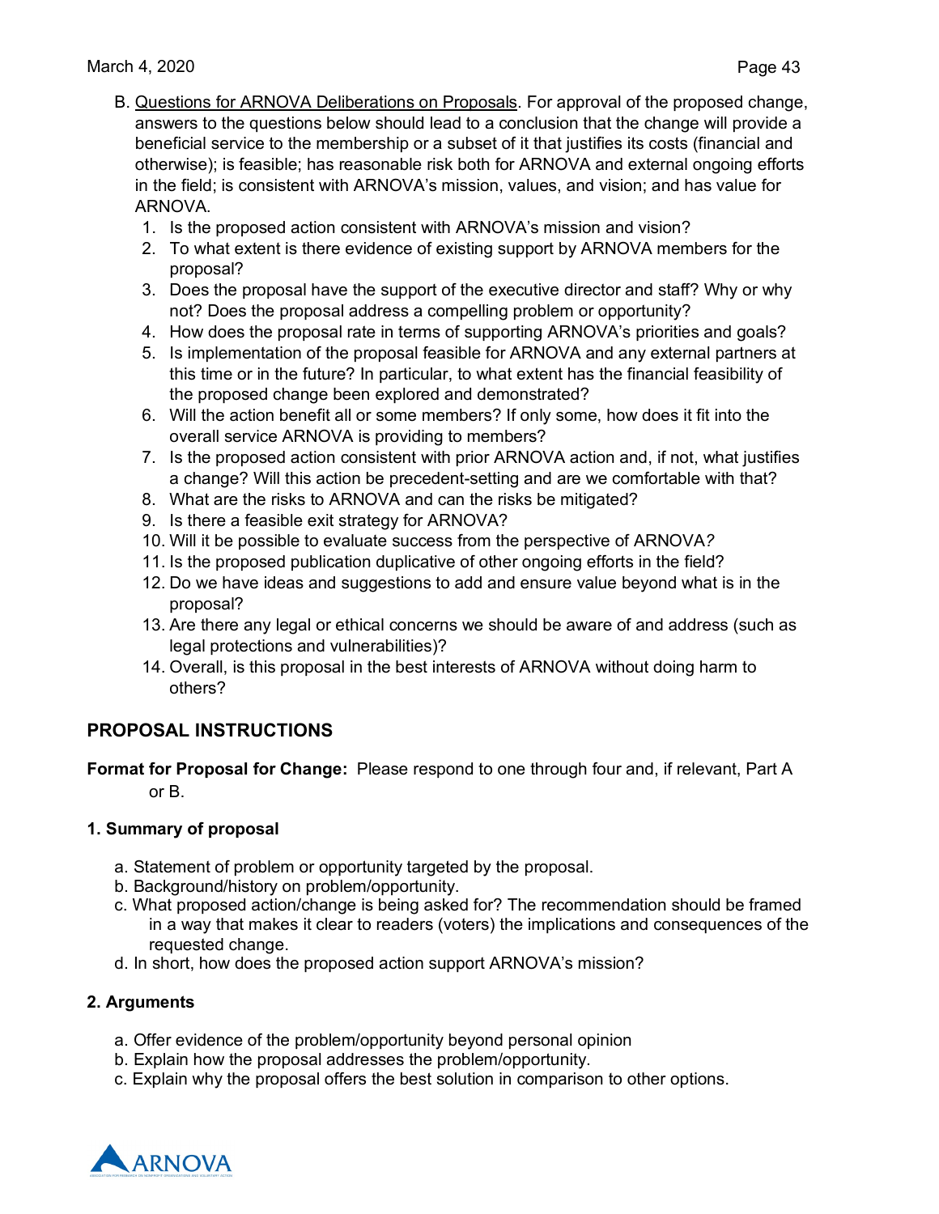B. Questions for ARNOVA Deliberations on Proposals. For approval of the proposed change, answers to the questions below should lead to a conclusion that the change will provide a beneficial service to the membership or a subset of it that justifies its costs (financial and otherwise); is feasible; has reasonable risk both for ARNOVA and external ongoing efforts in the field; is consistent with ARNOVA's mission, values, and vision; and has value for ARNOVA.

1. Is the proposed action consistent with ARNOVA's mission and vision?
2. To what extent is there evidence of existing support by ARNOVA members for the proposal?
3. Does the proposal have the support of the executive director and staff? Why or why not? Does the proposal address a compelling problem or opportunity?
4. How does the proposal rate in terms of supporting ARNOVA's priorities and goals?
5. Is implementation of the proposal feasible for ARNOVA and any external partners at this time or in the future? In particular, to what extent has the financial feasibility of the proposed change been explored and demonstrated?
6. Will the action benefit all or some members? If only some, how does it fit into the overall service ARNOVA is providing to members?
7. Is the proposed action consistent with prior ARNOVA action and, if not, what justifies a change? Will this action be precedent-setting and are we comfortable with that?
8. What are the risks to ARNOVA and can the risks be mitigated?
9. Is there a feasible exit strategy for ARNOVA?
10. Will it be possible to evaluate success from the perspective of ARNOVA?
11. Is the proposed publication duplicative of other ongoing efforts in the field?
12. Do we have ideas and suggestions to add and ensure value beyond what is in the proposal?
13. Are there any legal or ethical concerns we should be aware of and address (such as legal protections and vulnerabilities)?
14. Overall, is this proposal in the best interests of ARNOVA without doing harm to others?

## PROPOSAL INSTRUCTIONS

**Format for Proposal for Change:** Please respond to one through four and, if relevant, Part A or B.

### 1. Summary of proposal

a. Statement of problem or opportunity targeted by the proposal.
b. Background/history on problem/opportunity.
c. What proposed action/change is being asked for? The recommendation should be framed in a way that makes it clear to readers (voters) the implications and consequences of the requested change.
d. In short, how does the proposed action support ARNOVA's mission?

### 2. Arguments

a. Offer evidence of the problem/opportunity beyond personal opinion
b. Explain how the proposal addresses the problem/opportunity.
c. Explain why the proposal offers the best solution in comparison to other options.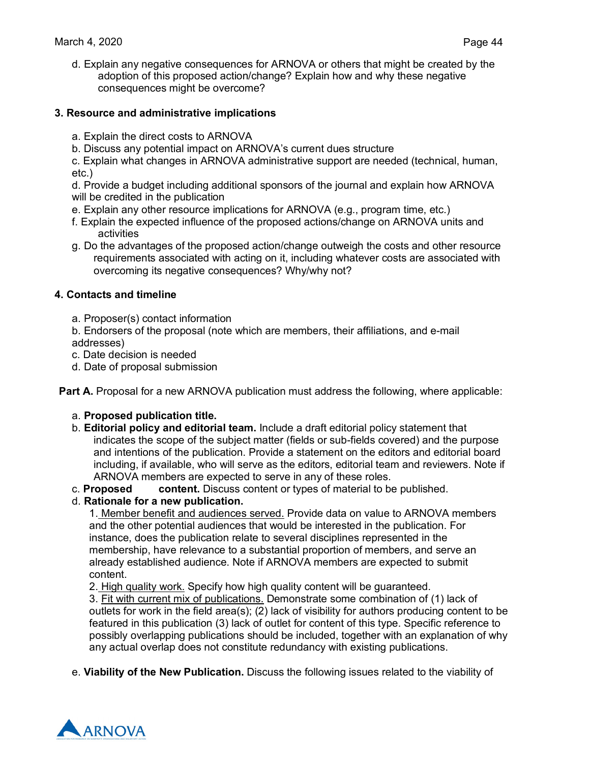d. Explain any negative consequences for ARNOVA or others that might be created by the adoption of this proposed action/change? Explain how and why these negative consequences might be overcome?

**3. Resource and administrative implications**

a. Explain the direct costs to ARNOVA
b. Discuss any potential impact on ARNOVA's current dues structure
c. Explain what changes in ARNOVA administrative support are needed (technical, human, etc.)
d. Provide a budget including additional sponsors of the journal and explain how ARNOVA will be credited in the publication
e. Explain any other resource implications for ARNOVA (e.g., program time, etc.)
f. Explain the expected influence of the proposed actions/change on ARNOVA units and activities
g. Do the advantages of the proposed action/change outweigh the costs and other resource requirements associated with acting on it, including whatever costs are associated with overcoming its negative consequences? Why/why not?

**4. Contacts and timeline**

a. Proposer(s) contact information
b. Endorsers of the proposal (note which are members, their affiliations, and e-mail addresses)
c. Date decision is needed
d. Date of proposal submission

**Part A.** Proposal for a new ARNOVA publication must address the following, where applicable:

a. **Proposed publication title.**
b. **Editorial policy and editorial team.** Include a draft editorial policy statement that indicates the scope of the subject matter (fields or sub-fields covered) and the purpose and intentions of the publication. Provide a statement on the editors and editorial board including, if available, who will serve as the editors, editorial team and reviewers. Note if ARNOVA members are expected to serve in any of these roles.
c. **Proposed content.** Discuss content or types of material to be published.
d. **Rationale for a new publication.**

   1. <u>Member benefit and audiences served.</u> Provide data on value to ARNOVA members and the other potential audiences that would be interested in the publication. For instance, does the publication relate to several disciplines represented in the membership, have relevance to a substantial proportion of members, and serve an already established audience. Note if ARNOVA members are expected to submit content.
   2. <u>High quality work.</u> Specify how high quality content will be guaranteed.
   3. <u>Fit with current mix of publications.</u> Demonstrate some combination of (1) lack of outlets for work in the field area(s); (2) lack of visibility for authors producing content to be featured in this publication (3) lack of outlet for content of this type. Specific reference to possibly overlapping publications should be included, together with an explanation of why any actual overlap does not constitute redundancy with existing publications.

e. **Viability of the New Publication.** Discuss the following issues related to the viability of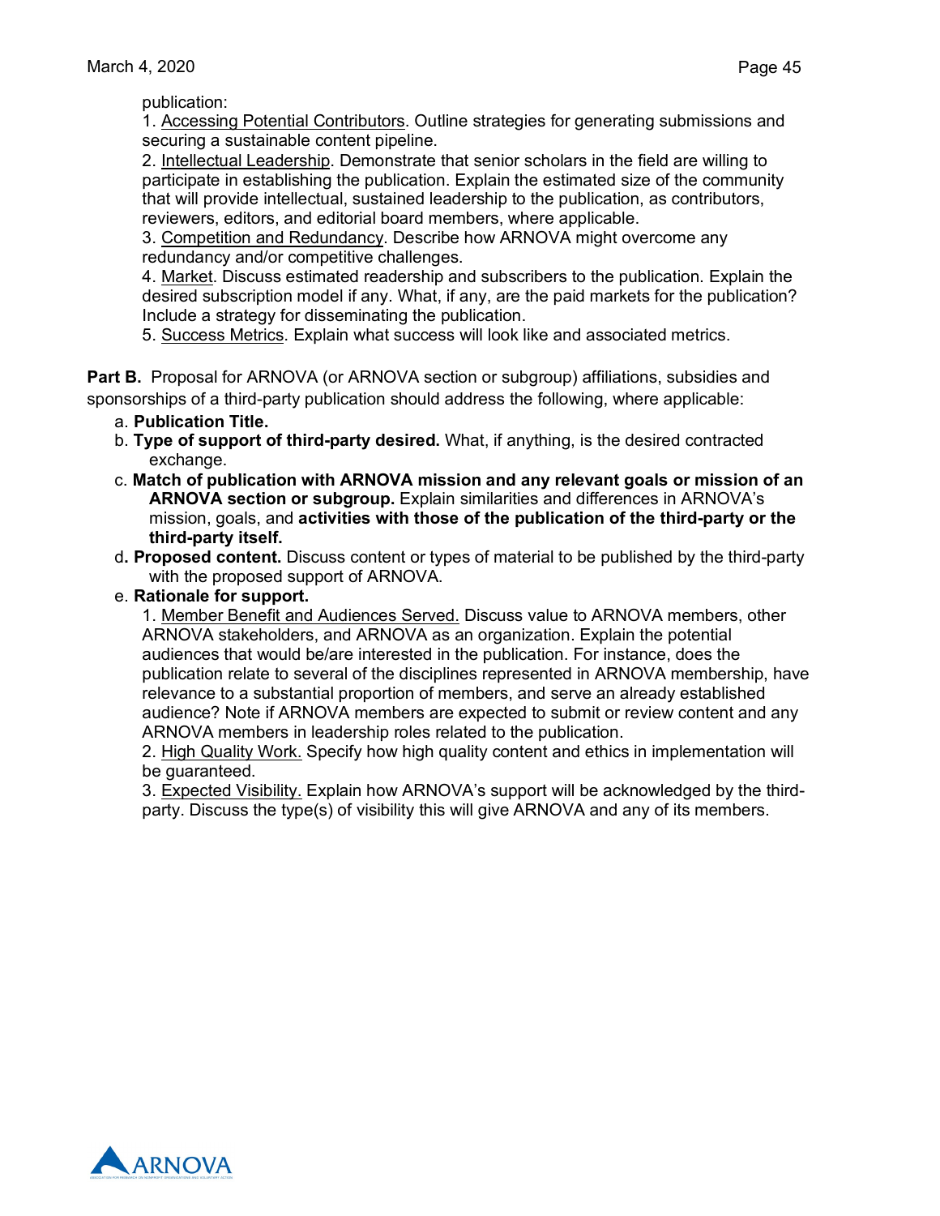publication:

1. Accessing Potential Contributors. Outline strategies for generating submissions and securing a sustainable content pipeline.
2. Intellectual Leadership. Demonstrate that senior scholars in the field are willing to participate in establishing the publication. Explain the estimated size of the community that will provide intellectual, sustained leadership to the publication, as contributors, reviewers, editors, and editorial board members, where applicable.
3. Competition and Redundancy. Describe how ARNOVA might overcome any redundancy and/or competitive challenges.
4. Market. Discuss estimated readership and subscribers to the publication. Explain the desired subscription model if any. What, if any, are the paid markets for the publication? Include a strategy for disseminating the publication.
5. Success Metrics. Explain what success will look like and associated metrics.

**Part B.** Proposal for ARNOVA (or ARNOVA section or subgroup) affiliations, subsidies and sponsorships of a third-party publication should address the following, where applicable:

a. **Publication Title.**

b. **Type of support of third-party desired.** What, if anything, is the desired contracted exchange.

c. **Match of publication with ARNOVA mission and any relevant goals or mission of an ARNOVA section or subgroup.** Explain similarities and differences in ARNOVA's mission, goals, and **activities with those of the publication of the third-party or the third-party itself.**

d**. Proposed content.** Discuss content or types of material to be published by the third-party with the proposed support of ARNOVA.

e. **Rationale for support.**

1. Member Benefit and Audiences Served. Discuss value to ARNOVA members, other ARNOVA stakeholders, and ARNOVA as an organization. Explain the potential audiences that would be/are interested in the publication. For instance, does the publication relate to several of the disciplines represented in ARNOVA membership, have relevance to a substantial proportion of members, and serve an already established audience? Note if ARNOVA members are expected to submit or review content and any ARNOVA members in leadership roles related to the publication.
2. High Quality Work. Specify how high quality content and ethics in implementation will be guaranteed.
3. Expected Visibility. Explain how ARNOVA's support will be acknowledged by the third-party. Discuss the type(s) of visibility this will give ARNOVA and any of its members.